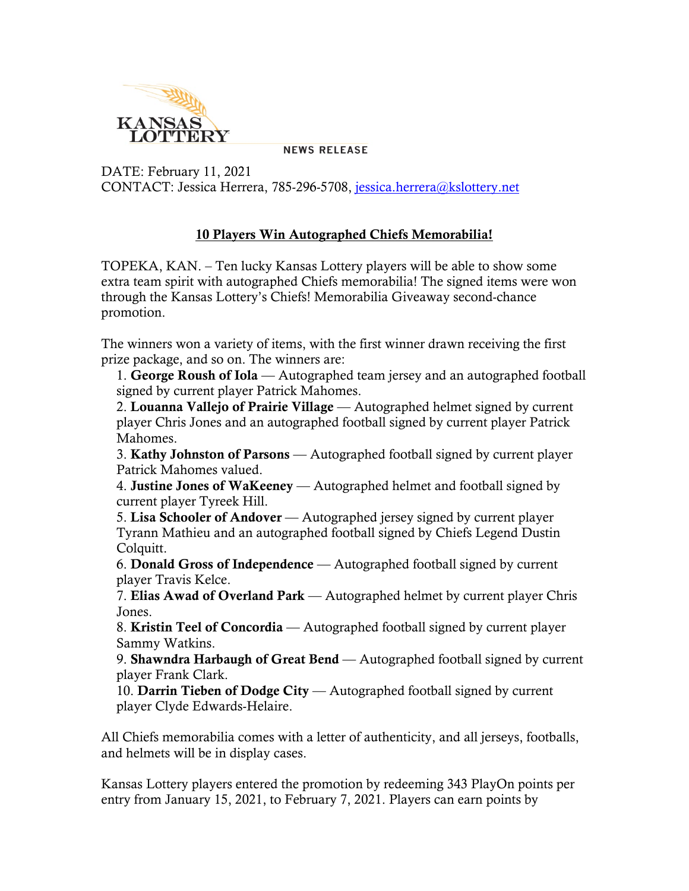KANSAS LOTTERY

NEWS RELEASE

DATE: February 11, 2021
CONTACT: Jessica Herrera, 785-296-5708, jessica.herrera@kslottery.net

## 10 Players Win Autographed Chiefs Memorabilia!

TOPEKA, KAN. – Ten lucky Kansas Lottery players will be able to show some extra team spirit with autographed Chiefs memorabilia! The signed items were won through the Kansas Lottery's Chiefs! Memorabilia Giveaway second-chance promotion.

The winners won a variety of items, with the first winner drawn receiving the first prize package, and so on. The winners are:

1. **George Roush of Iola** — Autographed team jersey and an autographed football signed by current player Patrick Mahomes.
2. **Louanna Vallejo of Prairie Village** — Autographed helmet signed by current player Chris Jones and an autographed football signed by current player Patrick Mahomes.
3. **Kathy Johnston of Parsons** — Autographed football signed by current player Patrick Mahomes valued.
4. **Justine Jones of WaKeeney** — Autographed helmet and football signed by current player Tyreek Hill.
5. **Lisa Schooler of Andover** — Autographed jersey signed by current player Tyrann Mathieu and an autographed football signed by Chiefs Legend Dustin Colquitt.
6. **Donald Gross of Independence** — Autographed football signed by current player Travis Kelce.
7. **Elias Awad of Overland Park** — Autographed helmet by current player Chris Jones.
8. **Kristin Teel of Concordia** — Autographed football signed by current player Sammy Watkins.
9. **Shawndra Harbaugh of Great Bend** — Autographed football signed by current player Frank Clark.
10. **Darrin Tieben of Dodge City** — Autographed football signed by current player Clyde Edwards-Helaire.

All Chiefs memorabilia comes with a letter of authenticity, and all jerseys, footballs, and helmets will be in display cases.

Kansas Lottery players entered the promotion by redeeming 343 PlayOn points per entry from January 15, 2021, to February 7, 2021. Players can earn points by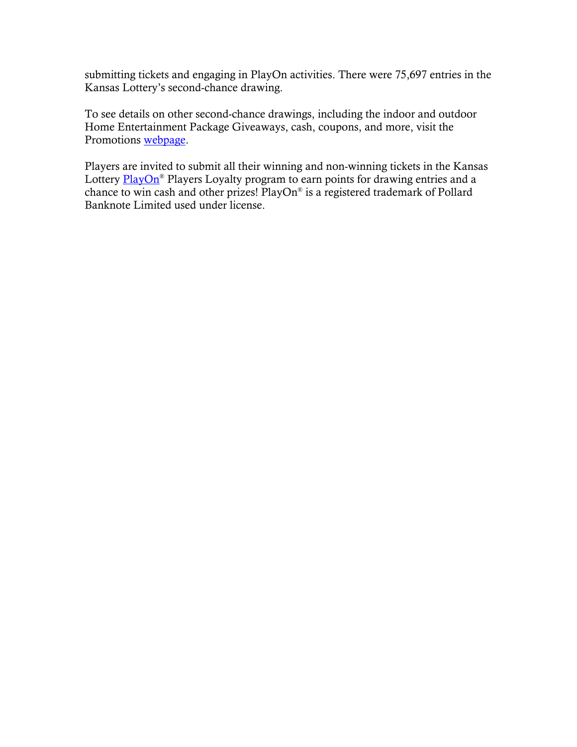submitting tickets and engaging in PlayOn activities. There were 75,697 entries in the Kansas Lottery's second-chance drawing.

To see details on other second-chance drawings, including the indoor and outdoor Home Entertainment Package Giveaways, cash, coupons, and more, visit the Promotions webpage.

Players are invited to submit all their winning and non-winning tickets in the Kansas Lottery PlayOn® Players Loyalty program to earn points for drawing entries and a chance to win cash and other prizes! PlayOn® is a registered trademark of Pollard Banknote Limited used under license.